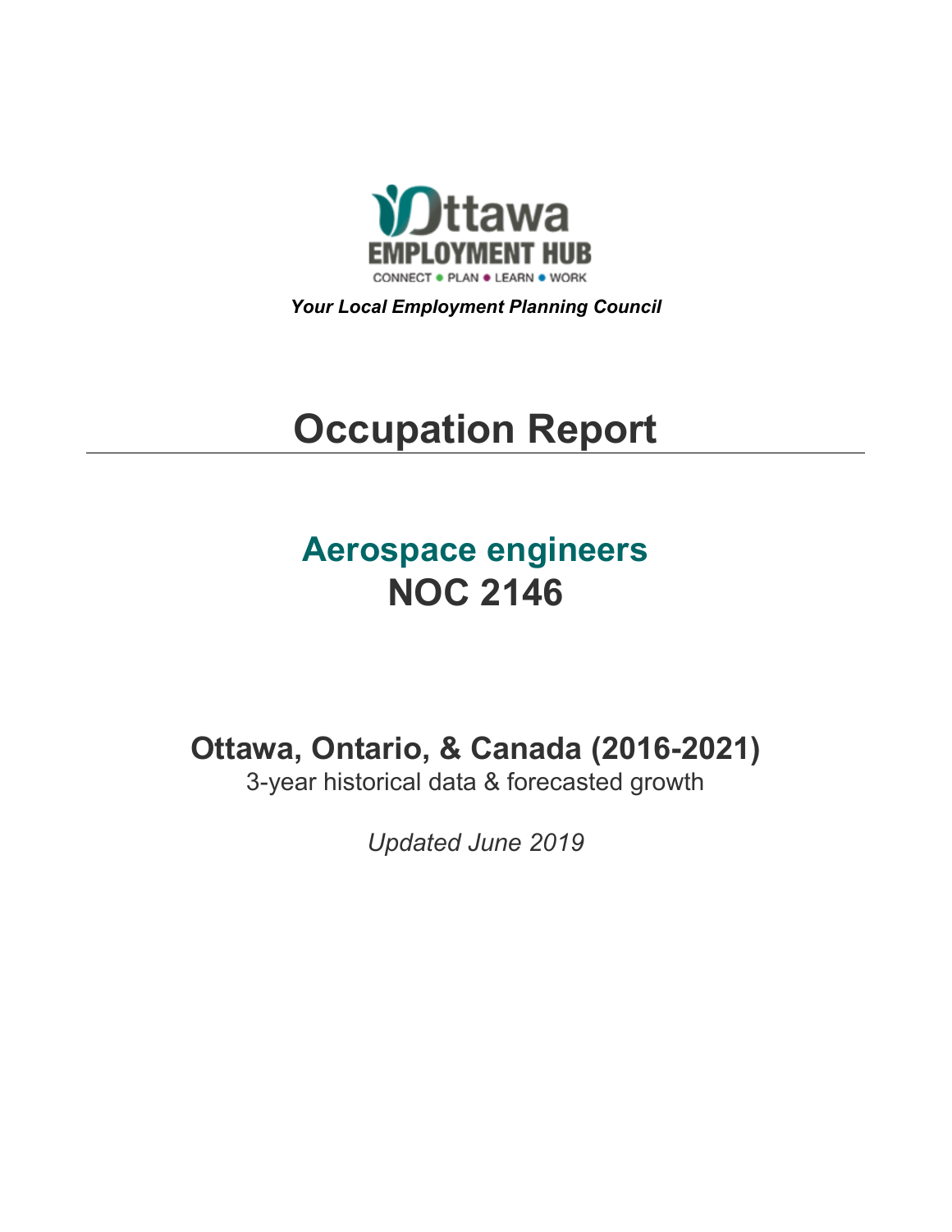Ottawa EMPLOYMENT HUB

CONNECT • PLAN • LEARN • WORK

***Your Local Employment Planning Council***

# Occupation Report

## Aerospace engineers
## NOC 2146

### Ottawa, Ontario, & Canada (2016-2021)

3-year historical data & forecasted growth

*Updated June 2019*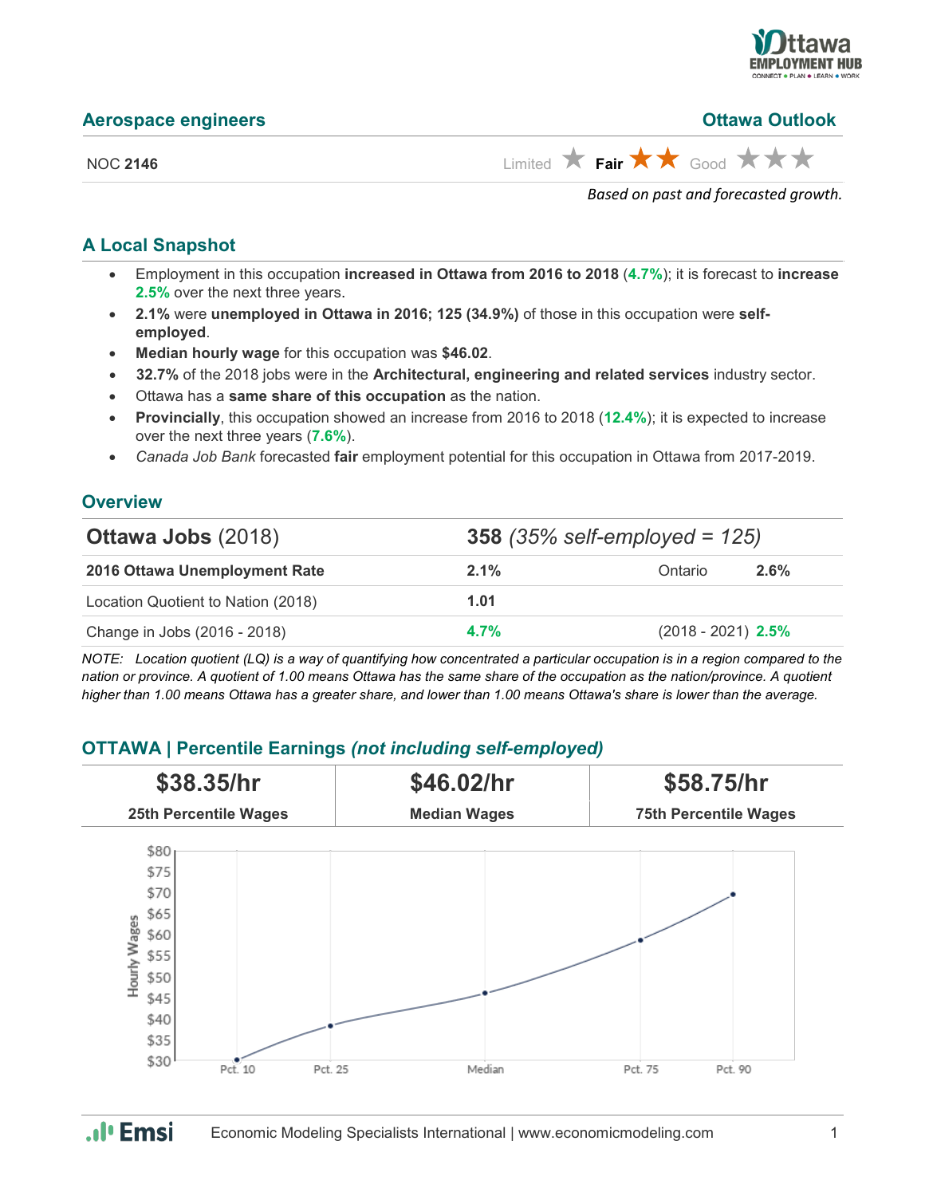## Aerospace engineers

## Ottawa Outlook

NOC **2146**

Limited ★ **Fair** ★★ Good ★★★

*Based on past and forecasted growth.*

## A Local Snapshot

- Employment in this occupation **increased in Ottawa from 2016 to 2018** (**4.7%**); it is forecast to **increase** **2.5%** over the next three years.
- **2.1%** were **unemployed in Ottawa in 2016; 125 (34.9%)** of those in this occupation were **self-employed**.
- **Median hourly wage** for this occupation was **$46.02**.
- **32.7%** of the 2018 jobs were in the **Architectural, engineering and related services** industry sector.
- Ottawa has a **same share of this occupation** as the nation.
- **Provincially**, this occupation showed an increase from 2016 to 2018 (**12.4%**); it is expected to increase over the next three years (**7.6%**).
- *Canada Job Bank* forecasted **fair** employment potential for this occupation in Ottawa from 2017-2019.

## Overview

| **Ottawa Jobs** (2018) | **358** *(35% self-employed = 125)* | | |
|---|---|---|---|
| **2016 Ottawa Unemployment Rate** | **2.1%** | Ontario | **2.6%** |
| Location Quotient to Nation (2018) | **1.01** | | |
| Change in Jobs (2016 - 2018) | **4.7%** | (2018 - 2021) | **2.5%** |

*NOTE: Location quotient (LQ) is a way of quantifying how concentrated a particular occupation is in a region compared to the nation or province. A quotient of 1.00 means Ottawa has the same share of the occupation as the nation/province. A quotient higher than 1.00 means Ottawa has a greater share, and lower than 1.00 means Ottawa's share is lower than the average.*

## OTTAWA | Percentile Earnings *(not including self-employed)*

| **$38.35/hr** | **$46.02/hr** | **$58.75/hr** |
|---|---|---|
| **25th Percentile Wages** | **Median Wages** | **75th Percentile Wages** |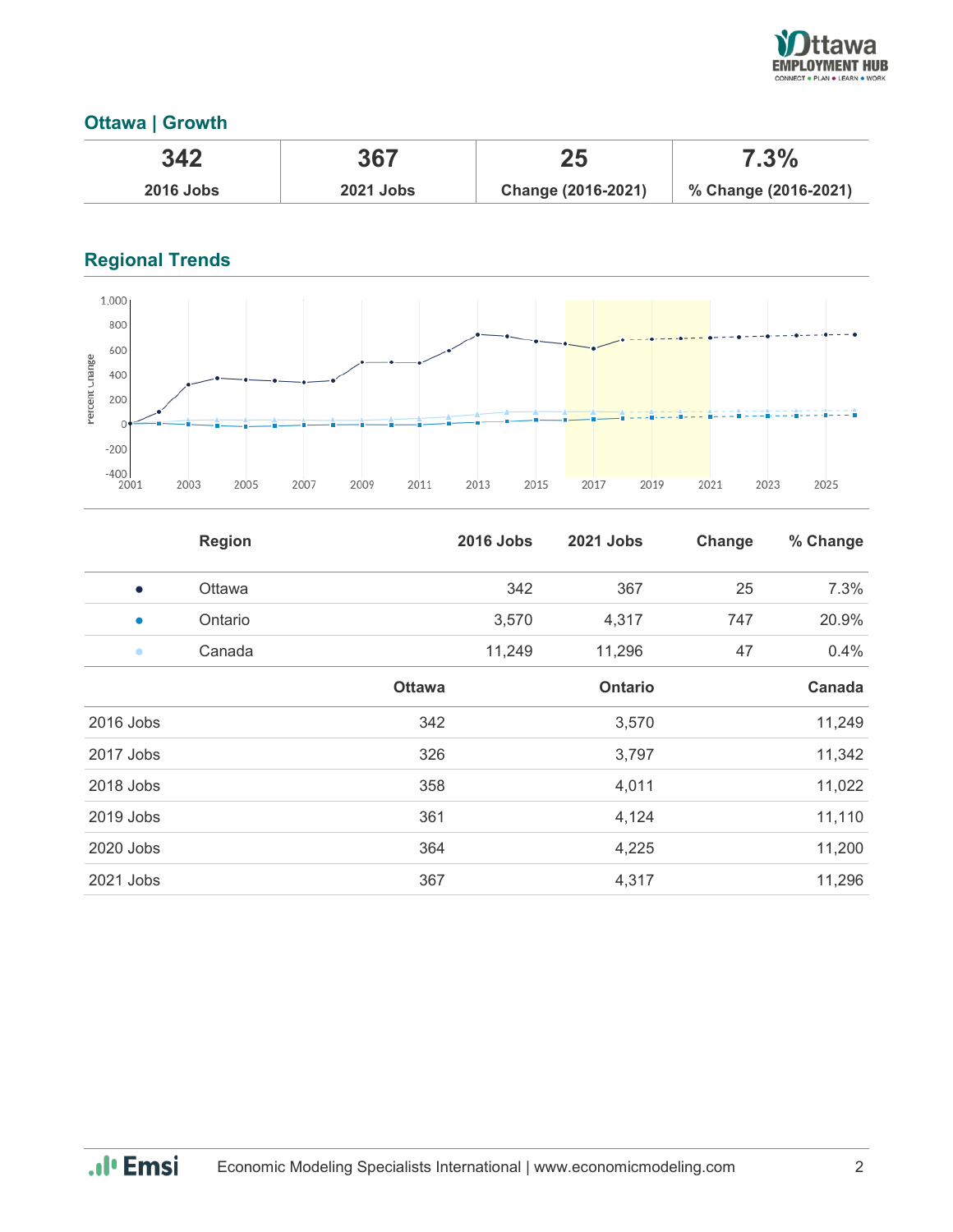## Ottawa | Growth

| 342 | 367 | 25 | 7.3% |
|---|---|---|---|
| 2016 Jobs | 2021 Jobs | Change (2016-2021) | % Change (2016-2021) |

## Regional Trends

| | Region | 2016 Jobs | 2021 Jobs | Change | % Change |
|---|---|---|---|---|---|
| ● | Ottawa | 342 | 367 | 25 | 7.3% |
| ● | Ontario | 3,570 | 4,317 | 747 | 20.9% |
| ● | Canada | 11,249 | 11,296 | 47 | 0.4% |

| | Ottawa | Ontario | Canada |
|---|---|---|---|
| 2016 Jobs | 342 | 3,570 | 11,249 |
| 2017 Jobs | 326 | 3,797 | 11,342 |
| 2018 Jobs | 358 | 4,011 | 11,022 |
| 2019 Jobs | 361 | 4,124 | 11,110 |
| 2020 Jobs | 364 | 4,225 | 11,200 |
| 2021 Jobs | 367 | 4,317 | 11,296 |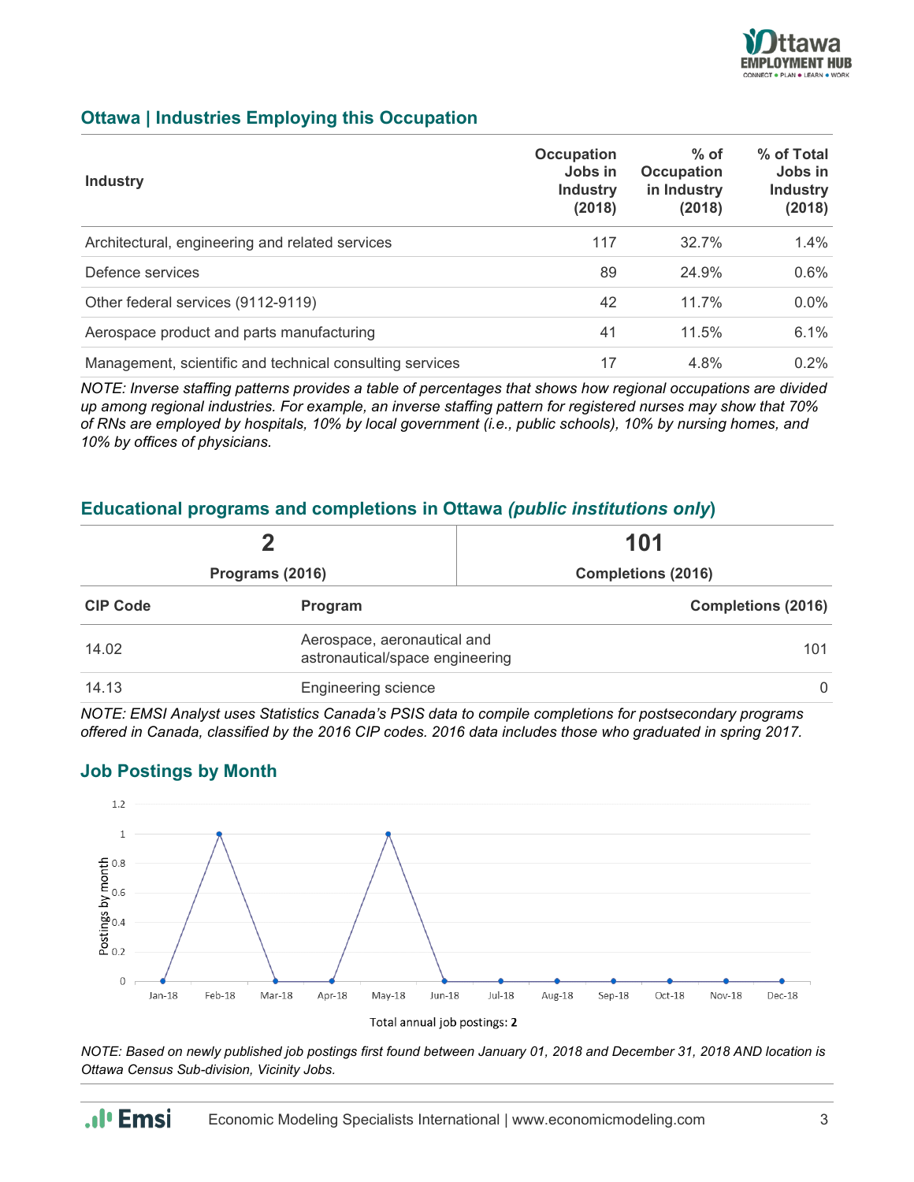## Ottawa | Industries Employing this Occupation

| Industry | Occupation Jobs in Industry (2018) | % of Occupation in Industry (2018) | % of Total Jobs in Industry (2018) |
|---|---|---|---|
| Architectural, engineering and related services | 117 | 32.7% | 1.4% |
| Defence services | 89 | 24.9% | 0.6% |
| Other federal services (9112-9119) | 42 | 11.7% | 0.0% |
| Aerospace product and parts manufacturing | 41 | 11.5% | 6.1% |
| Management, scientific and technical consulting services | 17 | 4.8% | 0.2% |

*NOTE: Inverse staffing patterns provides a table of percentages that shows how regional occupations are divided up among regional industries. For example, an inverse staffing pattern for registered nurses may show that 70% of RNs are employed by hospitals, 10% by local government (i.e., public schools), 10% by nursing homes, and 10% by offices of physicians.*

## Educational programs and completions in Ottawa *(public institutions only)*

| 2 | 101 |
|---|---|
| **Programs (2016)** | **Completions (2016)** |

| CIP Code | Program | Completions (2016) |
|---|---|---|
| 14.02 | Aerospace, aeronautical and astronautical/space engineering | 101 |
| 14.13 | Engineering science | 0 |

*NOTE: EMSI Analyst uses Statistics Canada's PSIS data to compile completions for postsecondary programs offered in Canada, classified by the 2016 CIP codes. 2016 data includes those who graduated in spring 2017.*

## Job Postings by Month

| Month | Postings by month |
|---|---|
| Jan-18 | 0 |
| Feb-18 | 1 |
| Mar-18 | 0 |
| Apr-18 | 0 |
| May-18 | 1 |
| Jun-18 | 0 |
| Jul-18 | 0 |
| Aug-18 | 0 |
| Sep-18 | 0 |
| Oct-18 | 0 |
| Nov-18 | 0 |
| Dec-18 | 0 |

Total annual job postings: **2**

*NOTE: Based on newly published job postings first found between January 01, 2018 and December 31, 2018 AND location is Ottawa Census Sub-division, Vicinity Jobs.*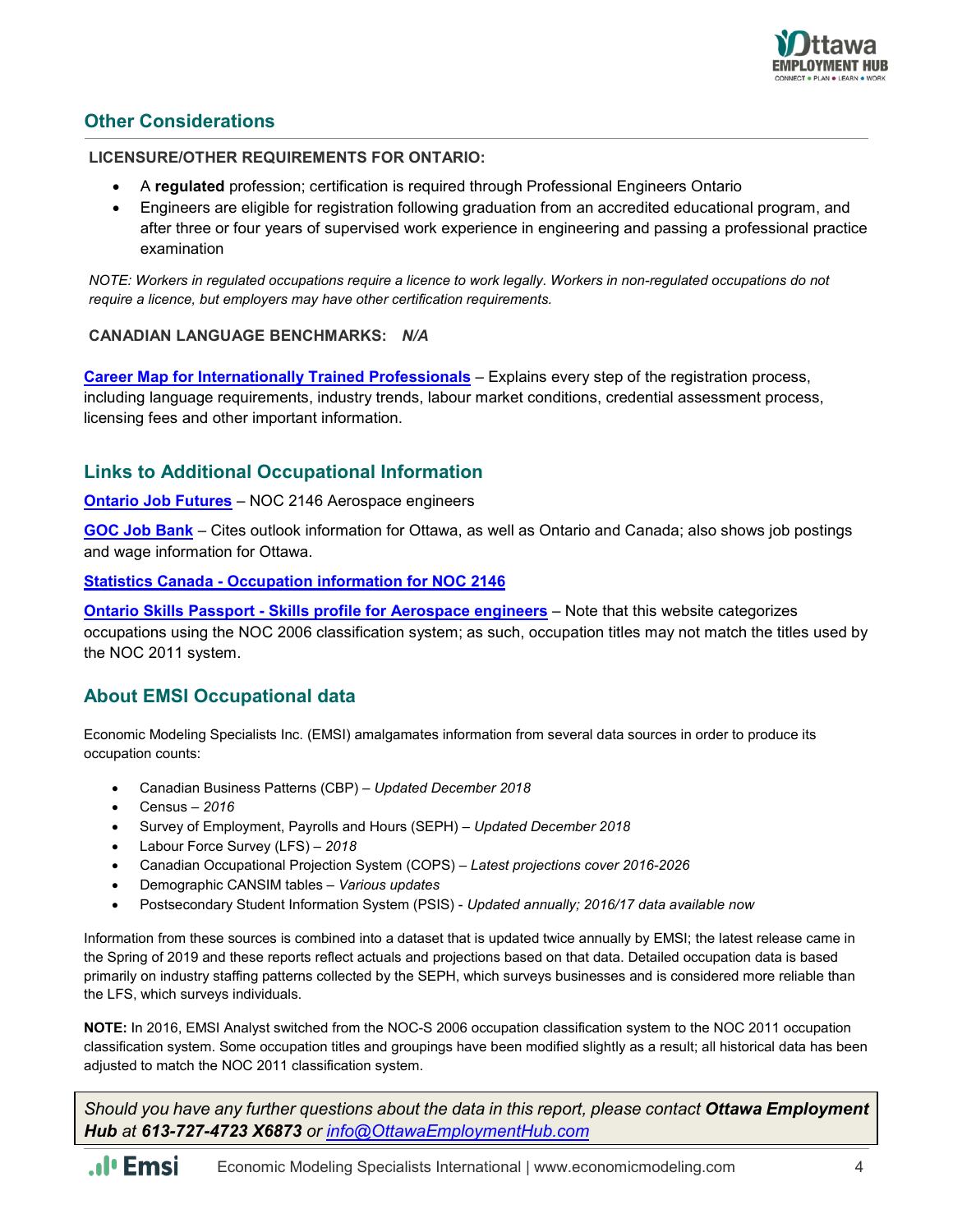## Other Considerations

**LICENSURE/OTHER REQUIREMENTS FOR ONTARIO:**

- A **regulated** profession; certification is required through Professional Engineers Ontario
- Engineers are eligible for registration following graduation from an accredited educational program, and after three or four years of supervised work experience in engineering and passing a professional practice examination

*NOTE: Workers in regulated occupations require a licence to work legally. Workers in non-regulated occupations do not require a licence, but employers may have other certification requirements.*

**CANADIAN LANGUAGE BENCHMARKS:** ***N/A***

**Career Map for Internationally Trained Professionals** – Explains every step of the registration process, including language requirements, industry trends, labour market conditions, credential assessment process, licensing fees and other important information.

## Links to Additional Occupational Information

**Ontario Job Futures** – NOC 2146 Aerospace engineers

**GOC Job Bank** – Cites outlook information for Ottawa, as well as Ontario and Canada; also shows job postings and wage information for Ottawa.

**Statistics Canada - Occupation information for NOC 2146**

**Ontario Skills Passport - Skills profile for Aerospace engineers** – Note that this website categorizes occupations using the NOC 2006 classification system; as such, occupation titles may not match the titles used by the NOC 2011 system.

## About EMSI Occupational data

Economic Modeling Specialists Inc. (EMSI) amalgamates information from several data sources in order to produce its occupation counts:

- Canadian Business Patterns (CBP) – *Updated December 2018*
- Census – *2016*
- Survey of Employment, Payrolls and Hours (SEPH) – *Updated December 2018*
- Labour Force Survey (LFS) – *2018*
- Canadian Occupational Projection System (COPS) – *Latest projections cover 2016-2026*
- Demographic CANSIM tables – *Various updates*
- Postsecondary Student Information System (PSIS) - *Updated annually; 2016/17 data available now*

Information from these sources is combined into a dataset that is updated twice annually by EMSI; the latest release came in the Spring of 2019 and these reports reflect actuals and projections based on that data. Detailed occupation data is based primarily on industry staffing patterns collected by the SEPH, which surveys businesses and is considered more reliable than the LFS, which surveys individuals.

**NOTE:** In 2016, EMSI Analyst switched from the NOC-S 2006 occupation classification system to the NOC 2011 occupation classification system. Some occupation titles and groupings have been modified slightly as a result; all historical data has been adjusted to match the NOC 2011 classification system.

*Should you have any further questions about the data in this report, please contact **Ottawa Employment Hub** at **613-727-4723 X6873** or info@OttawaEmploymentHub.com*